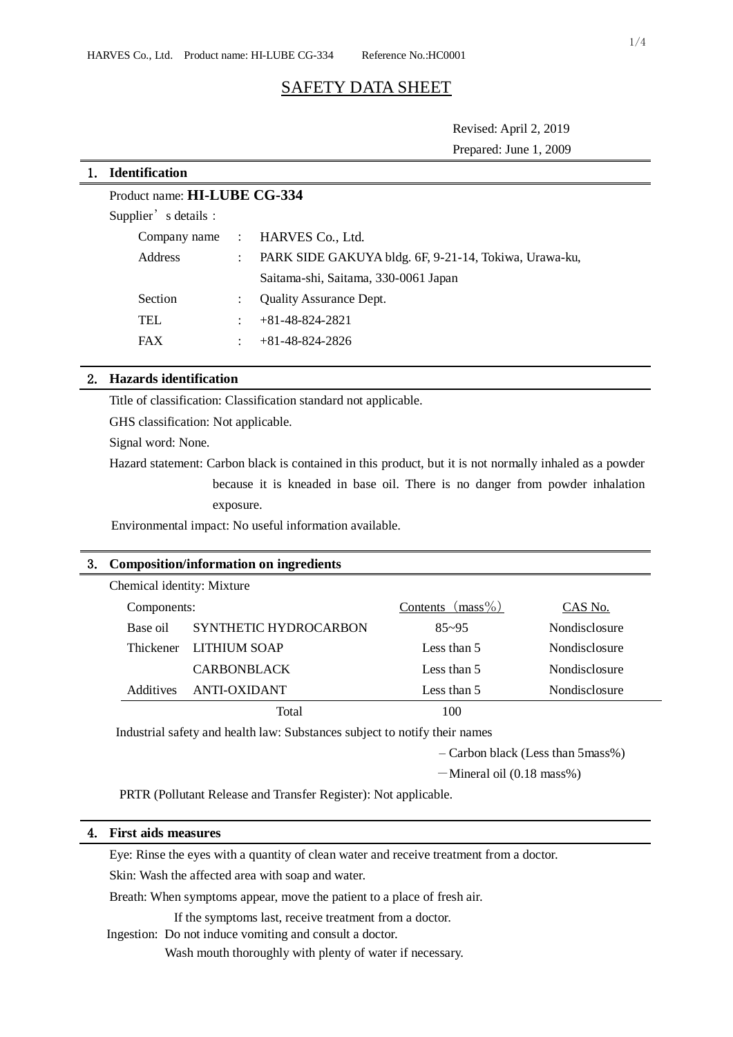# SAFETY DATA SHEET

Revised: April 2, 2019

Prepared: June 1, 2009

## 1. Identification

Product name: **HI-LUBE CG-334**

Supplier's details :

| | | |
|---|---|---|
| Company name | : | HARVES Co., Ltd. |
| Address | : | PARK SIDE GAKUYA bldg. 6F, 9-21-14, Tokiwa, Urawa-ku, Saitama-shi, Saitama, 330-0061 Japan |
| Section | : | Quality Assurance Dept. |
| TEL | : | +81-48-824-2821 |
| FAX | : | +81-48-824-2826 |

## 2. Hazards identification

Title of classification: Classification standard not applicable.

GHS classification: Not applicable.

Signal word: None.

Hazard statement: Carbon black is contained in this product, but it is not normally inhaled as a powder because it is kneaded in base oil. There is no danger from powder inhalation exposure.

Environmental impact: No useful information available.

## 3. Composition/information on ingredients

Chemical identity: Mixture

| Components: | | Contents (mass%) | CAS No. |
|---|---|---|---|
| Base oil | SYNTHETIC HYDROCARBON | 85~95 | Nondisclosure |
| Thickener | LITHIUM SOAP | Less than 5 | Nondisclosure |
| | CARBONBLACK | Less than 5 | Nondisclosure |
| Additives | ANTI-OXIDANT | Less than 5 | Nondisclosure |
| | Total | 100 | |

Industrial safety and health law: Substances subject to notify their names

– Carbon black (Less than 5mass%)

– Mineral oil (0.18 mass%)

PRTR (Pollutant Release and Transfer Register): Not applicable.

## 4. First aids measures

Eye: Rinse the eyes with a quantity of clean water and receive treatment from a doctor.

Skin: Wash the affected area with soap and water.

Breath: When symptoms appear, move the patient to a place of fresh air.
If the symptoms last, receive treatment from a doctor.

Ingestion: Do not induce vomiting and consult a doctor.
Wash mouth thoroughly with plenty of water if necessary.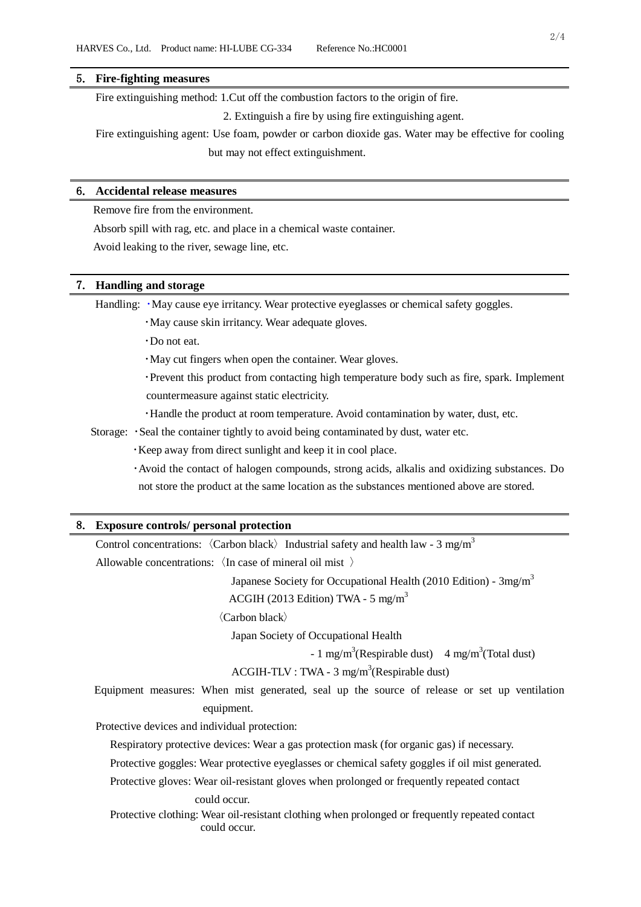## 5. Fire-fighting measures

Fire extinguishing method: 1.Cut off the combustion factors to the origin of fire.

2. Extinguish a fire by using fire extinguishing agent.

Fire extinguishing agent: Use foam, powder or carbon dioxide gas. Water may be effective for cooling but may not effect extinguishment.

## 6. Accidental release measures

Remove fire from the environment.

Absorb spill with rag, etc. and place in a chemical waste container.

Avoid leaking to the river, sewage line, etc.

## 7. Handling and storage

Handling:
- May cause eye irritancy. Wear protective eyeglasses or chemical safety goggles.
- May cause skin irritancy. Wear adequate gloves.
- Do not eat.
- May cut fingers when open the container. Wear gloves.
- Prevent this product from contacting high temperature body such as fire, spark. Implement countermeasure against static electricity.
- Handle the product at room temperature. Avoid contamination by water, dust, etc.

Storage:
- Seal the container tightly to avoid being contaminated by dust, water etc.
- Keep away from direct sunlight and keep it in cool place.
- Avoid the contact of halogen compounds, strong acids, alkalis and oxidizing substances. Do not store the product at the same location as the substances mentioned above are stored.

## 8. Exposure controls/ personal protection

Control concentrations: 〈Carbon black〉 Industrial safety and health law - 3 mg/$m^3$

Allowable concentrations: 〈In case of mineral oil mist 〉

Japanese Society for Occupational Health (2010 Edition) - 3mg/$m^3$

ACGIH (2013 Edition) TWA - 5 mg/$m^3$

〈Carbon black〉

Japan Society of Occupational Health

- 1 mg/$m^3$(Respirable dust) 4 mg/$m^3$(Total dust)

ACGIH-TLV : TWA - 3 mg/$m^3$(Respirable dust)

Equipment measures: When mist generated, seal up the source of release or set up ventilation equipment.

Protective devices and individual protection:

Respiratory protective devices: Wear a gas protection mask (for organic gas) if necessary.

Protective goggles: Wear protective eyeglasses or chemical safety goggles if oil mist generated.

Protective gloves: Wear oil-resistant gloves when prolonged or frequently repeated contact could occur.

Protective clothing: Wear oil-resistant clothing when prolonged or frequently repeated contact could occur.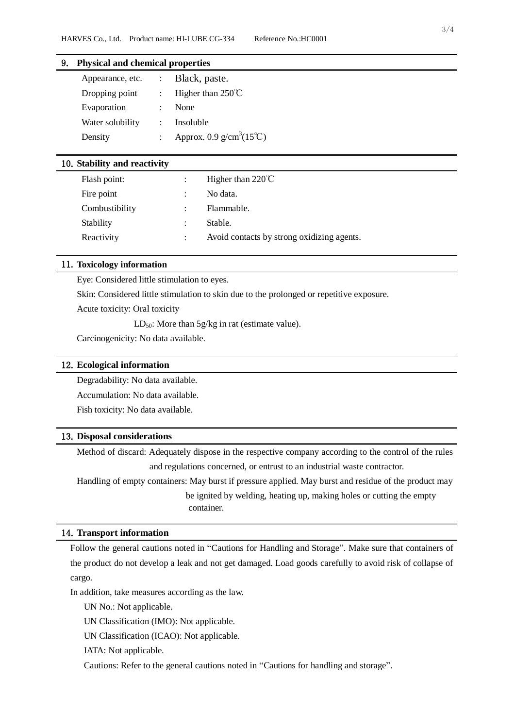## 9. Physical and chemical properties

| | | |
|---|---|---|
| Appearance, etc. | : | Black, paste. |
| Dropping point | : | Higher than 250℃ |
| Evaporation | : | None |
| Water solubility | : | Insoluble |
| Density | : | Approx. 0.9 $g/cm^3$(15℃) |

## 10. Stability and reactivity

| | | |
|---|---|---|
| Flash point: | : | Higher than 220℃ |
| Fire point | : | No data. |
| Combustibility | : | Flammable. |
| Stability | : | Stable. |
| Reactivity | : | Avoid contacts by strong oxidizing agents. |

## 11. Toxicology information

Eye: Considered little stimulation to eyes.

Skin: Considered little stimulation to skin due to the prolonged or repetitive exposure.

Acute toxicity: Oral toxicity

$LD_{50}$: More than 5g/kg in rat (estimate value).

Carcinogenicity: No data available.

## 12. Ecological information

Degradability: No data available.

Accumulation: No data available.

Fish toxicity: No data available.

## 13. Disposal considerations

Method of discard: Adequately dispose in the respective company according to the control of the rules and regulations concerned, or entrust to an industrial waste contractor.

Handling of empty containers: May burst if pressure applied. May burst and residue of the product may be ignited by welding, heating up, making holes or cutting the empty container.

## 14. Transport information

Follow the general cautions noted in "Cautions for Handling and Storage". Make sure that containers of the product do not develop a leak and not get damaged. Load goods carefully to avoid risk of collapse of cargo.

In addition, take measures according as the law.

UN No.: Not applicable.

UN Classification (IMO): Not applicable.

UN Classification (ICAO): Not applicable.

IATA: Not applicable.

Cautions: Refer to the general cautions noted in "Cautions for handling and storage".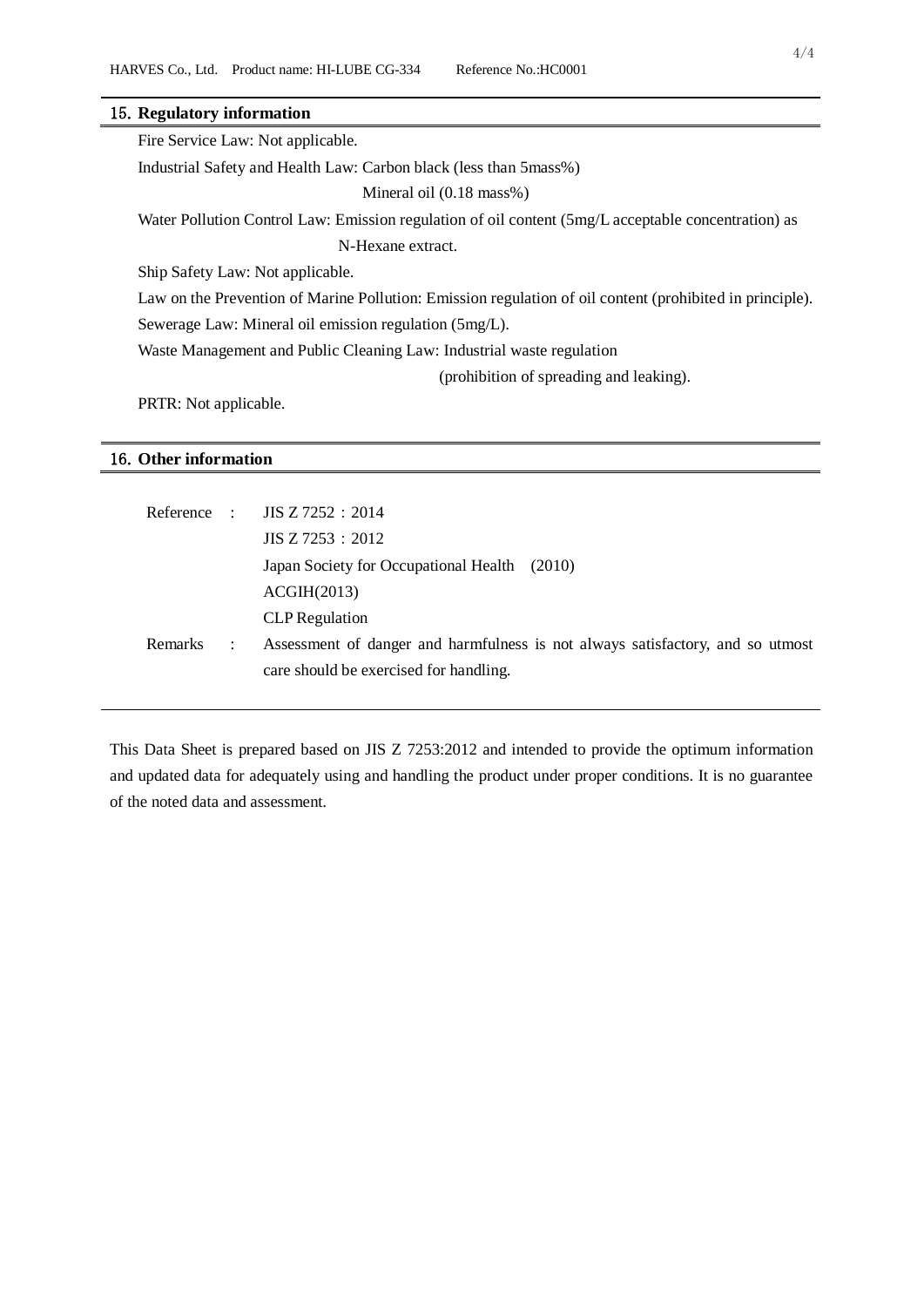## 15. Regulatory information

Fire Service Law: Not applicable.

Industrial Safety and Health Law: Carbon black (less than 5mass%)
Mineral oil (0.18 mass%)

Water Pollution Control Law: Emission regulation of oil content (5mg/L acceptable concentration) as N-Hexane extract.

Ship Safety Law: Not applicable.

Law on the Prevention of Marine Pollution: Emission regulation of oil content (prohibited in principle).

Sewerage Law: Mineral oil emission regulation (5mg/L).

Waste Management and Public Cleaning Law: Industrial waste regulation
(prohibition of spreading and leaking).

PRTR: Not applicable.

## 16. Other information

Reference : JIS Z 7252：2014
JIS Z 7253：2012
Japan Society for Occupational Health (2010)
ACGIH(2013)
CLP Regulation

Remarks : Assessment of danger and harmfulness is not always satisfactory, and so utmost care should be exercised for handling.

---

This Data Sheet is prepared based on JIS Z 7253:2012 and intended to provide the optimum information and updated data for adequately using and handling the product under proper conditions. It is no guarantee of the noted data and assessment.